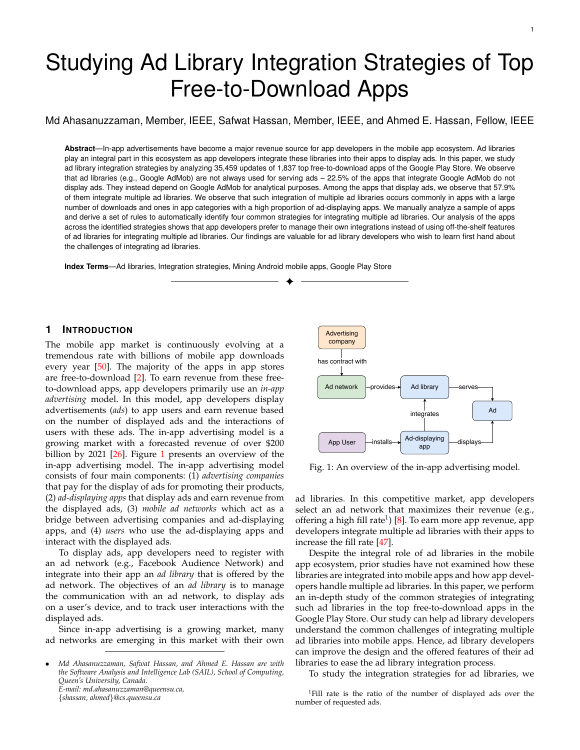# Studying Ad Library Integration Strategies of Top Free-to-Download Apps

Md Ahasanuzzaman, Member, IEEE, Safwat Hassan, Member, IEEE, and Ahmed E. Hassan, Fellow, IEEE

**Abstract**—In-app advertisements have become a major revenue source for app developers in the mobile app ecosystem. Ad libraries play an integral part in this ecosystem as app developers integrate these libraries into their apps to display ads. In this paper, we study ad library integration strategies by analyzing 35,459 updates of 1,837 top free-to-download apps of the Google Play Store. We observe that ad libraries (e.g., Google AdMob) are not always used for serving ads – 22.5% of the apps that integrate Google AdMob do not display ads. They instead depend on Google AdMob for analytical purposes. Among the apps that display ads, we observe that 57.9% of them integrate multiple ad libraries. We observe that such integration of multiple ad libraries occurs commonly in apps with a large number of downloads and ones in app categories with a high proportion of ad-displaying apps. We manually analyze a sample of apps and derive a set of rules to automatically identify four common strategies for integrating multiple ad libraries. Our analysis of the apps across the identified strategies shows that app developers prefer to manage their own integrations instead of using off-the-shelf features of ad libraries for integrating multiple ad libraries. Our findings are valuable for ad library developers who wish to learn first hand about the challenges of integrating ad libraries.

**Index Terms**—Ad libraries, Integration strategies, Mining Android mobile apps, Google Play Store

## 1 Introduction

The mobile app market is continuously evolving at a tremendous rate with billions of mobile app downloads every year [50]. The majority of the apps in app stores are free-to-download [2]. To earn revenue from these free-to-download apps, app developers primarily use an *in-app advertising* model. In this model, app developers display advertisements (*ads*) to app users and earn revenue based on the number of displayed ads and the interactions of users with these ads. The in-app advertising model is a growing market with a forecasted revenue of over $200 billion by 2021 [26]. Figure 1 presents an overview of the in-app advertising model. The in-app advertising model consists of four main components: (1) *advertising companies* that pay for the display of ads for promoting their products, (2) *ad-displaying apps* that display ads and earn revenue from the displayed ads, (3) *mobile ad networks* which act as a bridge between advertising companies and ad-displaying apps, and (4) *users* who use the ad-displaying apps and interact with the displayed ads.

To display ads, app developers need to register with an ad network (e.g., Facebook Audience Network) and integrate into their app an *ad library* that is offered by the ad network. The objectives of an *ad library* is to manage the communication with an ad network, to display ads on a user's device, and to track user interactions with the displayed ads.

Since in-app advertising is a growing market, many ad networks are emerging in this market with their own ad libraries. In this competitive market, app developers select an ad network that maximizes their revenue (e.g., offering a high fill rate[1]) [8]. To earn more app revenue, app developers integrate multiple ad libraries with their apps to increase the fill rate [47].

Advertising company —has contract with→ Ad network —provides→ Ad library —serves→ Ad; App User —installs→ Ad-displaying app —integrates→ Ad library; Ad-displaying app —displays→ Ad

Fig. 1: An overview of the in-app advertising model.

Despite the integral role of ad libraries in the mobile app ecosystem, prior studies have not examined how these libraries are integrated into mobile apps and how app developers handle multiple ad libraries. In this paper, we perform an in-depth study of the common strategies of integrating such ad libraries in the top free-to-download apps in the Google Play Store. Our study can help ad library developers understand the common challenges of integrating multiple ad libraries into mobile apps. Hence, ad library developers can improve the design and the offered features of their ad libraries to ease the ad library integration process.

To study the integration strategies for ad libraries, we

- *Md Ahasanuzzaman, Safwat Hassan, and Ahmed E. Hassan are with the Software Analysis and Intelligence Lab (SAIL), School of Computing, Queen's University, Canada.*
  *E-mail: md.ahasanuzzaman@queensu.ca,*
  *{shassan, ahmed}@cs.queensu.ca*

[1] Fill rate is the ratio of the number of displayed ads over the number of requested ads.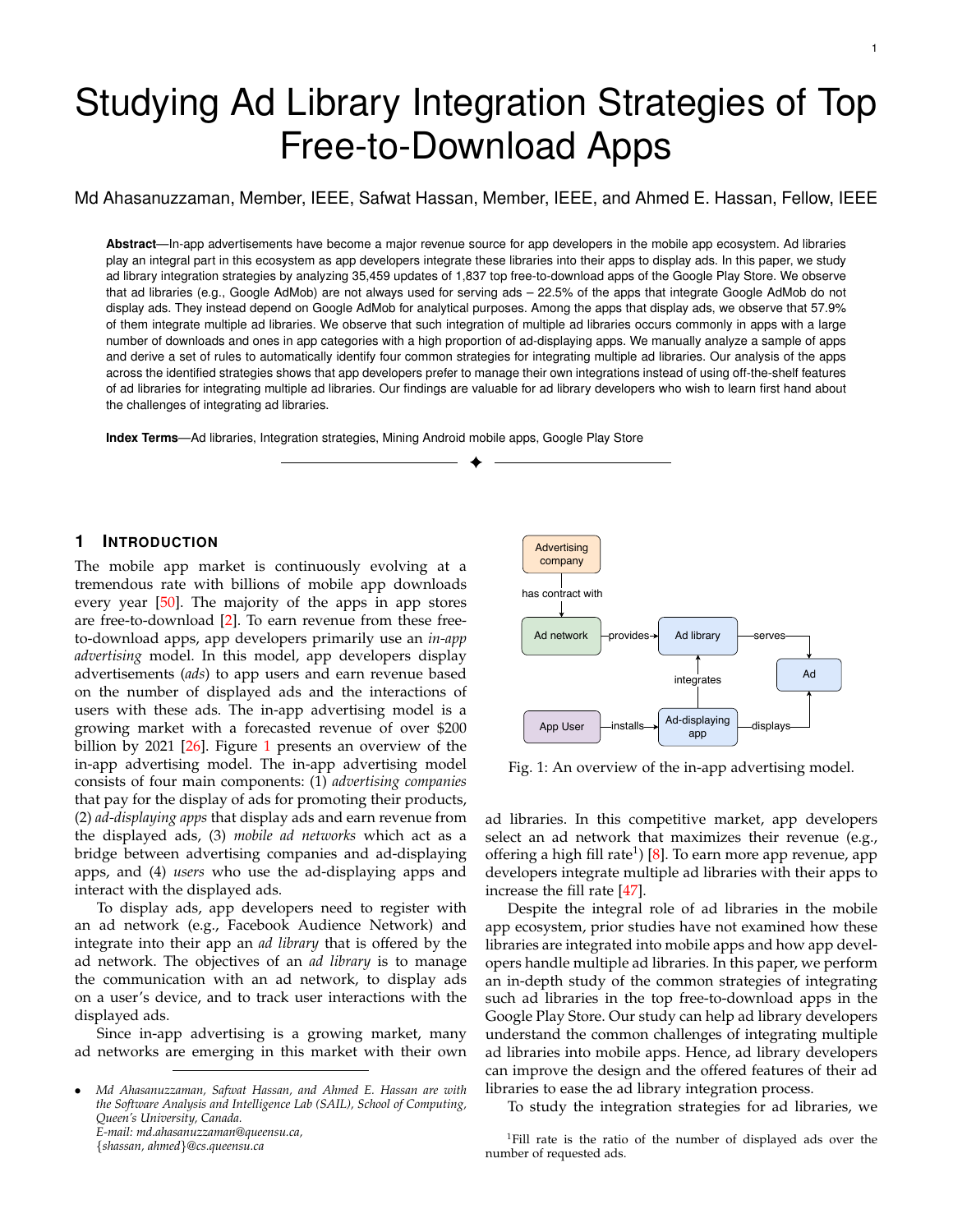# Studying Ad Library Integration Strategies of Top Free-to-Download Apps

Md Ahasanuzzaman, Member, IEEE, Safwat Hassan, Member, IEEE, and Ahmed E. Hassan, Fellow, IEEE

**Abstract**—In-app advertisements have become a major revenue source for app developers in the mobile app ecosystem. Ad libraries play an integral part in this ecosystem as app developers integrate these libraries into their apps to display ads. In this paper, we study ad library integration strategies by analyzing 35,459 updates of 1,837 top free-to-download apps of the Google Play Store. We observe that ad libraries (e.g., Google AdMob) are not always used for serving ads – 22.5% of the apps that integrate Google AdMob do not display ads. They instead depend on Google AdMob for analytical purposes. Among the apps that display ads, we observe that 57.9% of them integrate multiple ad libraries. We observe that such integration of multiple ad libraries occurs commonly in apps with a large number of downloads and ones in app categories with a high proportion of ad-displaying apps. We manually analyze a sample of apps and derive a set of rules to automatically identify four common strategies for integrating multiple ad libraries. Our analysis of the apps across the identified strategies shows that app developers prefer to manage their own integrations instead of using off-the-shelf features of ad libraries for integrating multiple ad libraries. Our findings are valuable for ad library developers who wish to learn first hand about the challenges of integrating ad libraries.

**Index Terms**—Ad libraries, Integration strategies, Mining Android mobile apps, Google Play Store

## 1 INTRODUCTION

The mobile app market is continuously evolving at a tremendous rate with billions of mobile app downloads every year [50]. The majority of the apps in app stores are free-to-download [2]. To earn revenue from these free-to-download apps, app developers primarily use an *in-app advertising* model. In this model, app developers display advertisements (*ads*) to app users and earn revenue based on the number of displayed ads and the interactions of users with these ads. The in-app advertising model is a growing market with a forecasted revenue of over $200 billion by 2021 [26]. Figure 1 presents an overview of the in-app advertising model. The in-app advertising model consists of four main components: (1) *advertising companies* that pay for the display of ads for promoting their products, (2) *ad-displaying apps* that display ads and earn revenue from the displayed ads, (3) *mobile ad networks* which act as a bridge between advertising companies and ad-displaying apps, and (4) *users* who use the ad-displaying apps and interact with the displayed ads.

To display ads, app developers need to register with an ad network (e.g., Facebook Audience Network) and integrate into their app an *ad library* that is offered by the ad network. The objectives of an *ad library* is to manage the communication with an ad network, to display ads on a user's device, and to track user interactions with the displayed ads.

Since in-app advertising is a growing market, many ad networks are emerging in this market with their own ad libraries. In this competitive market, app developers select an ad network that maximizes their revenue (e.g., offering a high fill rate[1]) [8]. To earn more app revenue, app developers integrate multiple ad libraries with their apps to increase the fill rate [47].

Fig. 1: An overview of the in-app advertising model.

Despite the integral role of ad libraries in the mobile app ecosystem, prior studies have not examined how these libraries are integrated into mobile apps and how app developers handle multiple ad libraries. In this paper, we perform an in-depth study of the common strategies of integrating such ad libraries in the top free-to-download apps in the Google Play Store. Our study can help ad library developers understand the common challenges of integrating multiple ad libraries into mobile apps. Hence, ad library developers can improve the design and the offered features of their ad libraries to ease the ad library integration process.

To study the integration strategies for ad libraries, we

- *Md Ahasanuzzaman, Safwat Hassan, and Ahmed E. Hassan are with the Software Analysis and Intelligence Lab (SAIL), School of Computing, Queen's University, Canada.*
  *E-mail: md.ahasanuzzaman@queensu.ca,*
  *{shassan, ahmed}@cs.queensu.ca*

[1]Fill rate is the ratio of the number of displayed ads over the number of requested ads.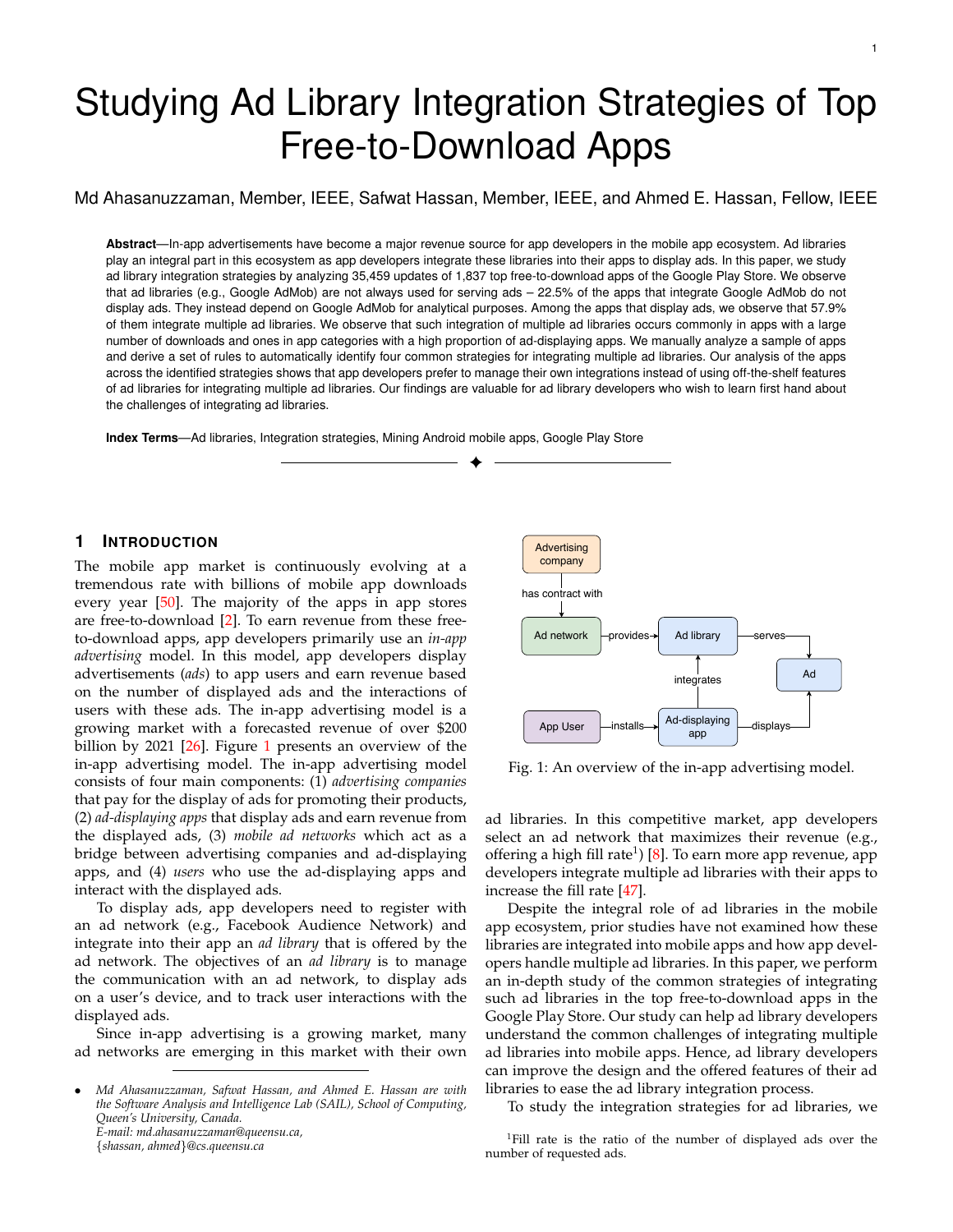# Studying Ad Library Integration Strategies of Top Free-to-Download Apps

Md Ahasanuzzaman, Member, IEEE, Safwat Hassan, Member, IEEE, and Ahmed E. Hassan, Fellow, IEEE

**Abstract**—In-app advertisements have become a major revenue source for app developers in the mobile app ecosystem. Ad libraries play an integral part in this ecosystem as app developers integrate these libraries into their apps to display ads. In this paper, we study ad library integration strategies by analyzing 35,459 updates of 1,837 top free-to-download apps of the Google Play Store. We observe that ad libraries (e.g., Google AdMob) are not always used for serving ads – 22.5% of the apps that integrate Google AdMob do not display ads. They instead depend on Google AdMob for analytical purposes. Among the apps that display ads, we observe that 57.9% of them integrate multiple ad libraries. We observe that such integration of multiple ad libraries occurs commonly in apps with a large number of downloads and ones in app categories with a high proportion of ad-displaying apps. We manually analyze a sample of apps and derive a set of rules to automatically identify four common strategies for integrating multiple ad libraries. Our analysis of the apps across the identified strategies shows that app developers prefer to manage their own integrations instead of using off-the-shelf features of ad libraries for integrating multiple ad libraries. Our findings are valuable for ad library developers who wish to learn first hand about the challenges of integrating ad libraries.

**Index Terms**—Ad libraries, Integration strategies, Mining Android mobile apps, Google Play Store

## 1 Introduction

The mobile app market is continuously evolving at a tremendous rate with billions of mobile app downloads every year [50]. The majority of the apps in app stores are free-to-download [2]. To earn revenue from these free-to-download apps, app developers primarily use an *in-app advertising* model. In this model, app developers display advertisements (*ads*) to app users and earn revenue based on the number of displayed ads and the interactions of users with these ads. The in-app advertising model is a growing market with a forecasted revenue of over $200 billion by 2021 [26]. Figure 1 presents an overview of the in-app advertising model. The in-app advertising model consists of four main components: (1) *advertising companies* that pay for the display of ads for promoting their products, (2) *ad-displaying apps* that display ads and earn revenue from the displayed ads, (3) *mobile ad networks* which act as a bridge between advertising companies and ad-displaying apps, and (4) *users* who use the ad-displaying apps and interact with the displayed ads.

To display ads, app developers need to register with an ad network (e.g., Facebook Audience Network) and integrate into their app an *ad library* that is offered by the ad network. The objectives of an *ad library* is to manage the communication with an ad network, to display ads on a user's device, and to track user interactions with the displayed ads.

Since in-app advertising is a growing market, many ad networks are emerging in this market with their own ad libraries. In this competitive market, app developers select an ad network that maximizes their revenue (e.g., offering a high fill rate[1]) [8]. To earn more app revenue, app developers integrate multiple ad libraries with their apps to increase the fill rate [47].

Fig. 1: An overview of the in-app advertising model.

Despite the integral role of ad libraries in the mobile app ecosystem, prior studies have not examined how these libraries are integrated into mobile apps and how app developers handle multiple ad libraries. In this paper, we perform an in-depth study of the common strategies of integrating such ad libraries in the top free-to-download apps in the Google Play Store. Our study can help ad library developers understand the common challenges of integrating multiple ad libraries into mobile apps. Hence, ad library developers can improve the design and the offered features of their ad libraries to ease the ad library integration process.

To study the integration strategies for ad libraries, we

- *Md Ahasanuzzaman, Safwat Hassan, and Ahmed E. Hassan are with the Software Analysis and Intelligence Lab (SAIL), School of Computing, Queen's University, Canada. E-mail: md.ahasanuzzaman@queensu.ca, {shassan, ahmed}@cs.queensu.ca*

[1] Fill rate is the ratio of the number of displayed ads over the number of requested ads.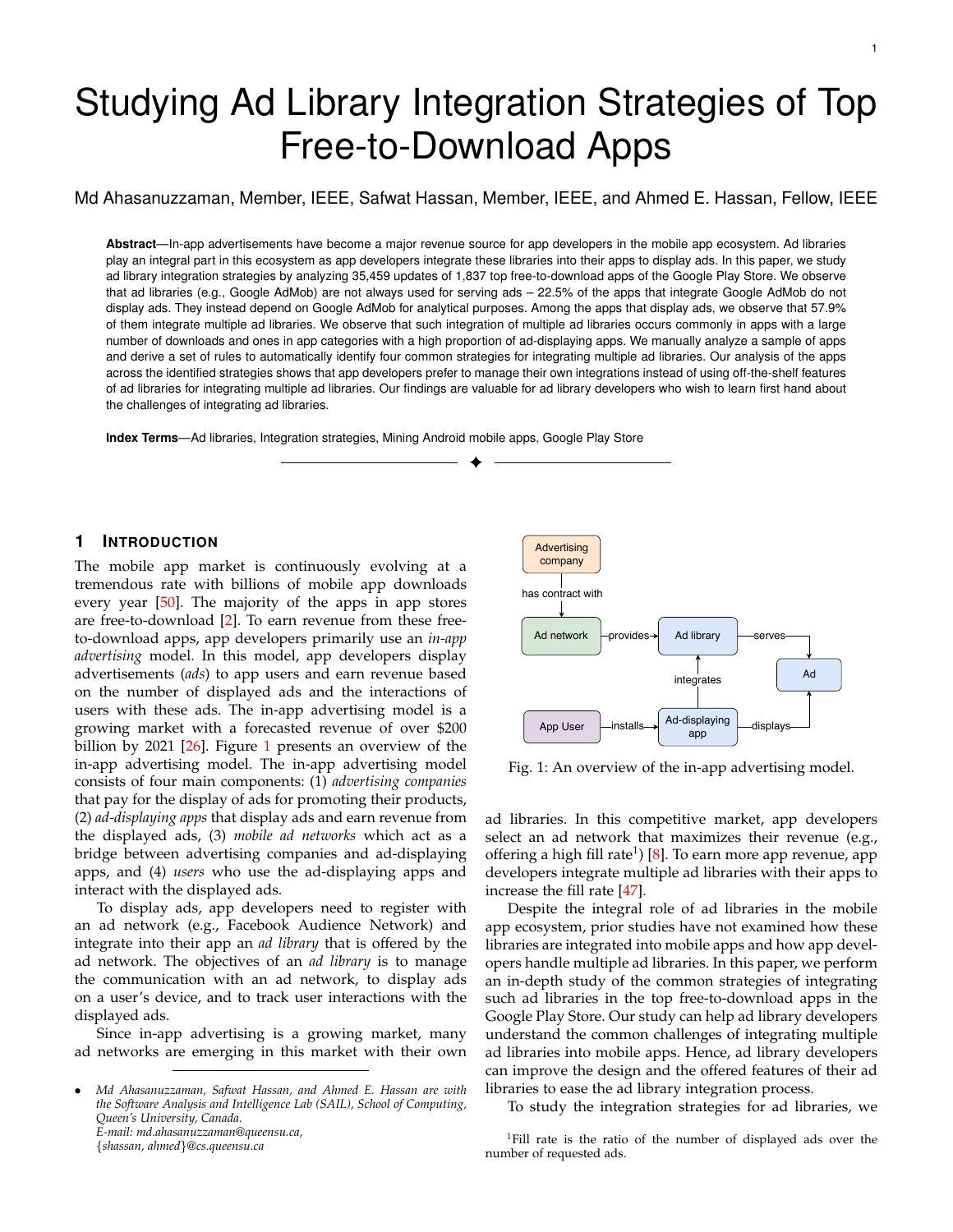# Studying Ad Library Integration Strategies of Top Free-to-Download Apps

Md Ahasanuzzaman, Member, IEEE, Safwat Hassan, Member, IEEE, and Ahmed E. Hassan, Fellow, IEEE

**Abstract**—In-app advertisements have become a major revenue source for app developers in the mobile app ecosystem. Ad libraries play an integral part in this ecosystem as app developers integrate these libraries into their apps to display ads. In this paper, we study ad library integration strategies by analyzing 35,459 updates of 1,837 top free-to-download apps of the Google Play Store. We observe that ad libraries (e.g., Google AdMob) are not always used for serving ads – 22.5% of the apps that integrate Google AdMob do not display ads. They instead depend on Google AdMob for analytical purposes. Among the apps that display ads, we observe that 57.9% of them integrate multiple ad libraries. We observe that such integration of multiple ad libraries occurs commonly in apps with a large number of downloads and ones in app categories with a high proportion of ad-displaying apps. We manually analyze a sample of apps and derive a set of rules to automatically identify four common strategies for integrating multiple ad libraries. Our analysis of the apps across the identified strategies shows that app developers prefer to manage their own integrations instead of using off-the-shelf features of ad libraries for integrating multiple ad libraries. Our findings are valuable for ad library developers who wish to learn first hand about the challenges of integrating ad libraries.

**Index Terms**—Ad libraries, Integration strategies, Mining Android mobile apps, Google Play Store

## 1 Introduction

The mobile app market is continuously evolving at a tremendous rate with billions of mobile app downloads every year [50]. The majority of the apps in app stores are free-to-download [2]. To earn revenue from these free-to-download apps, app developers primarily use an *in-app advertising* model. In this model, app developers display advertisements (*ads*) to app users and earn revenue based on the number of displayed ads and the interactions of users with these ads. The in-app advertising model is a growing market with a forecasted revenue of over $200 billion by 2021 [26]. Figure 1 presents an overview of the in-app advertising model. The in-app advertising model consists of four main components: (1) *advertising companies* that pay for the display of ads for promoting their products, (2) *ad-displaying apps* that display ads and earn revenue from the displayed ads, (3) *mobile ad networks* which act as a bridge between advertising companies and ad-displaying apps, and (4) *users* who use the ad-displaying apps and interact with the displayed ads.

To display ads, app developers need to register with an ad network (e.g., Facebook Audience Network) and integrate into their app an *ad library* that is offered by the ad network. The objectives of an *ad library* is to manage the communication with an ad network, to display ads on a user's device, and to track user interactions with the displayed ads.

Since in-app advertising is a growing market, many ad networks are emerging in this market with their own ad libraries. In this competitive market, app developers select an ad network that maximizes their revenue (e.g., offering a high fill rate[1]) [8]. To earn more app revenue, app developers integrate multiple ad libraries with their apps to increase the fill rate [47].

Fig. 1: An overview of the in-app advertising model.

Despite the integral role of ad libraries in the mobile app ecosystem, prior studies have not examined how these libraries are integrated into mobile apps and how app developers handle multiple ad libraries. In this paper, we perform an in-depth study of the common strategies of integrating such ad libraries in the top free-to-download apps in the Google Play Store. Our study can help ad library developers understand the common challenges of integrating multiple ad libraries into mobile apps. Hence, ad library developers can improve the design and the offered features of their ad libraries to ease the ad library integration process.

To study the integration strategies for ad libraries, we

- *Md Ahasanuzzaman, Safwat Hassan, and Ahmed E. Hassan are with the Software Analysis and Intelligence Lab (SAIL), School of Computing, Queen's University, Canada.*
  *E-mail: md.ahasanuzzaman@queensu.ca, {shassan, ahmed}@cs.queensu.ca*

[1] Fill rate is the ratio of the number of displayed ads over the number of requested ads.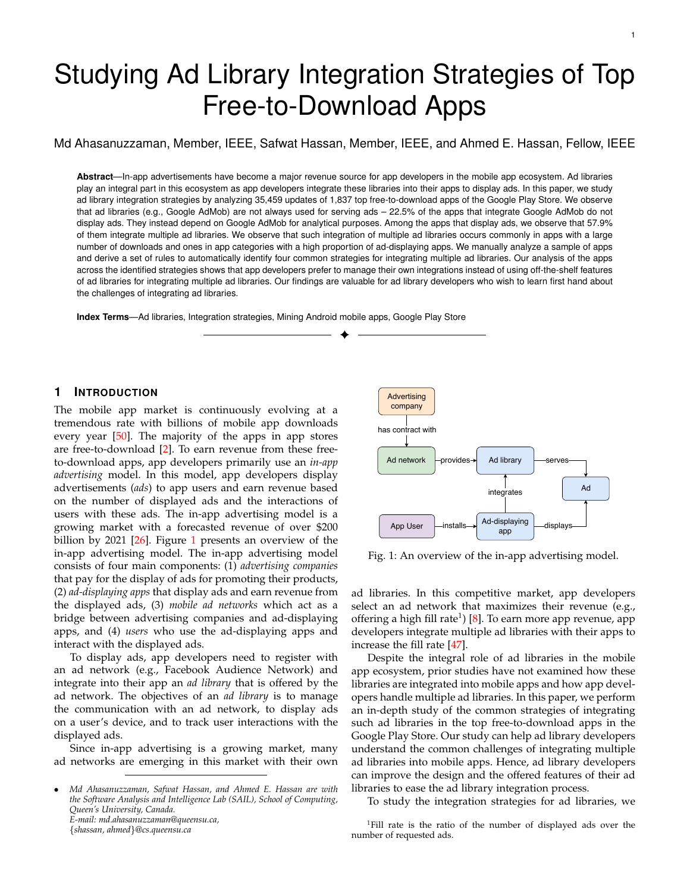# Studying Ad Library Integration Strategies of Top Free-to-Download Apps

Md Ahasanuzzaman, Member, IEEE, Safwat Hassan, Member, IEEE, and Ahmed E. Hassan, Fellow, IEEE

**Abstract**—In-app advertisements have become a major revenue source for app developers in the mobile app ecosystem. Ad libraries play an integral part in this ecosystem as app developers integrate these libraries into their apps to display ads. In this paper, we study ad library integration strategies by analyzing 35,459 updates of 1,837 top free-to-download apps of the Google Play Store. We observe that ad libraries (e.g., Google AdMob) are not always used for serving ads – 22.5% of the apps that integrate Google AdMob do not display ads. They instead depend on Google AdMob for analytical purposes. Among the apps that display ads, we observe that 57.9% of them integrate multiple ad libraries. We observe that such integration of multiple ad libraries occurs commonly in apps with a large number of downloads and ones in app categories with a high proportion of ad-displaying apps. We manually analyze a sample of apps and derive a set of rules to automatically identify four common strategies for integrating multiple ad libraries. Our analysis of the apps across the identified strategies shows that app developers prefer to manage their own integrations instead of using off-the-shelf features of ad libraries for integrating multiple ad libraries. Our findings are valuable for ad library developers who wish to learn first hand about the challenges of integrating ad libraries.

**Index Terms**—Ad libraries, Integration strategies, Mining Android mobile apps, Google Play Store

---

## 1 Introduction

The mobile app market is continuously evolving at a tremendous rate with billions of mobile app downloads every year [50]. The majority of the apps in app stores are free-to-download [2]. To earn revenue from these free-to-download apps, app developers primarily use an *in-app advertising* model. In this model, app developers display advertisements (*ads*) to app users and earn revenue based on the number of displayed ads and the interactions of users with these ads. The in-app advertising model is a growing market with a forecasted revenue of over $200 billion by 2021 [26]. Figure 1 presents an overview of the in-app advertising model. The in-app advertising model consists of four main components: (1) *advertising companies* that pay for the display of ads for promoting their products, (2) *ad-displaying apps* that display ads and earn revenue from the displayed ads, (3) *mobile ad networks* which act as a bridge between advertising companies and ad-displaying apps, and (4) *users* who use the ad-displaying apps and interact with the displayed ads.

To display ads, app developers need to register with an ad network (e.g., Facebook Audience Network) and integrate into their app an *ad library* that is offered by the ad network. The objectives of an *ad library* is to manage the communication with an ad network, to display ads on a user's device, and to track user interactions with the displayed ads.

Since in-app advertising is a growing market, many ad networks are emerging in this market with their own ad libraries. In this competitive market, app developers select an ad network that maximizes their revenue (e.g., offering a high fill rate[1]) [8]. To earn more app revenue, app developers integrate multiple ad libraries with their apps to increase the fill rate [47].

Fig. 1: An overview of the in-app advertising model.

Despite the integral role of ad libraries in the mobile app ecosystem, prior studies have not examined how these libraries are integrated into mobile apps and how app developers handle multiple ad libraries. In this paper, we perform an in-depth study of the common strategies of integrating such ad libraries in the top free-to-download apps in the Google Play Store. Our study can help ad library developers understand the common challenges of integrating multiple ad libraries into mobile apps. Hence, ad library developers can improve the design and the offered features of their ad libraries to ease the ad library integration process.

To study the integration strategies for ad libraries, we

---

- *Md Ahasanuzzaman, Safwat Hassan, and Ahmed E. Hassan are with the Software Analysis and Intelligence Lab (SAIL), School of Computing, Queen's University, Canada.*
  *E-mail: md.ahasanuzzaman@queensu.ca,*
  *{shassan, ahmed}@cs.queensu.ca*

[1] Fill rate is the ratio of the number of displayed ads over the number of requested ads.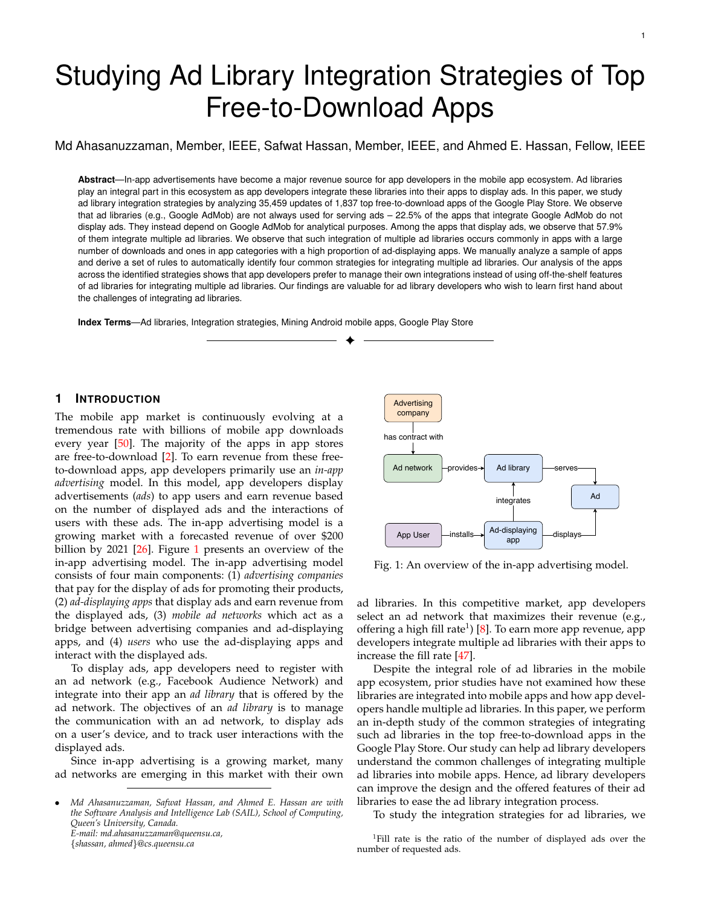# Studying Ad Library Integration Strategies of Top Free-to-Download Apps

Md Ahasanuzzaman, Member, IEEE, Safwat Hassan, Member, IEEE, and Ahmed E. Hassan, Fellow, IEEE

**Abstract**—In-app advertisements have become a major revenue source for app developers in the mobile app ecosystem. Ad libraries play an integral part in this ecosystem as app developers integrate these libraries into their apps to display ads. In this paper, we study ad library integration strategies by analyzing 35,459 updates of 1,837 top free-to-download apps of the Google Play Store. We observe that ad libraries (e.g., Google AdMob) are not always used for serving ads – 22.5% of the apps that integrate Google AdMob do not display ads. They instead depend on Google AdMob for analytical purposes. Among the apps that display ads, we observe that 57.9% of them integrate multiple ad libraries. We observe that such integration of multiple ad libraries occurs commonly in apps with a large number of downloads and ones in app categories with a high proportion of ad-displaying apps. We manually analyze a sample of apps and derive a set of rules to automatically identify four common strategies for integrating multiple ad libraries. Our analysis of the apps across the identified strategies shows that app developers prefer to manage their own integrations instead of using off-the-shelf features of ad libraries for integrating multiple ad libraries. Our findings are valuable for ad library developers who wish to learn first hand about the challenges of integrating ad libraries.

**Index Terms**—Ad libraries, Integration strategies, Mining Android mobile apps, Google Play Store

## 1 Introduction

The mobile app market is continuously evolving at a tremendous rate with billions of mobile app downloads every year [50]. The majority of the apps in app stores are free-to-download [2]. To earn revenue from these free-to-download apps, app developers primarily use an *in-app advertising* model. In this model, app developers display advertisements (*ads*) to app users and earn revenue based on the number of displayed ads and the interactions of users with these ads. The in-app advertising model is a growing market with a forecasted revenue of over $200 billion by 2021 [26]. Figure 1 presents an overview of the in-app advertising model. The in-app advertising model consists of four main components: (1) *advertising companies* that pay for the display of ads for promoting their products, (2) *ad-displaying apps* that display ads and earn revenue from the displayed ads, (3) *mobile ad networks* which act as a bridge between advertising companies and ad-displaying apps, and (4) *users* who use the ad-displaying apps and interact with the displayed ads.

To display ads, app developers need to register with an ad network (e.g., Facebook Audience Network) and integrate into their app an *ad library* that is offered by the ad network. The objectives of an *ad library* is to manage the communication with an ad network, to display ads on a user's device, and to track user interactions with the displayed ads.

Since in-app advertising is a growing market, many ad networks are emerging in this market with their own ad libraries. In this competitive market, app developers select an ad network that maximizes their revenue (e.g., offering a high fill rate[1]) [8]. To earn more app revenue, app developers integrate multiple ad libraries with their apps to increase the fill rate [47].

Fig. 1: An overview of the in-app advertising model.

Despite the integral role of ad libraries in the mobile app ecosystem, prior studies have not examined how these libraries are integrated into mobile apps and how app developers handle multiple ad libraries. In this paper, we perform an in-depth study of the common strategies of integrating such ad libraries in the top free-to-download apps in the Google Play Store. Our study can help ad library developers understand the common challenges of integrating multiple ad libraries into mobile apps. Hence, ad library developers can improve the design and the offered features of their ad libraries to ease the ad library integration process.

To study the integration strategies for ad libraries, we

- *Md Ahasanuzzaman, Safwat Hassan, and Ahmed E. Hassan are with the Software Analysis and Intelligence Lab (SAIL), School of Computing, Queen's University, Canada.*
  *E-mail: md.ahasanuzzaman@queensu.ca, {shassan, ahmed}@cs.queensu.ca*

[1] Fill rate is the ratio of the number of displayed ads over the number of requested ads.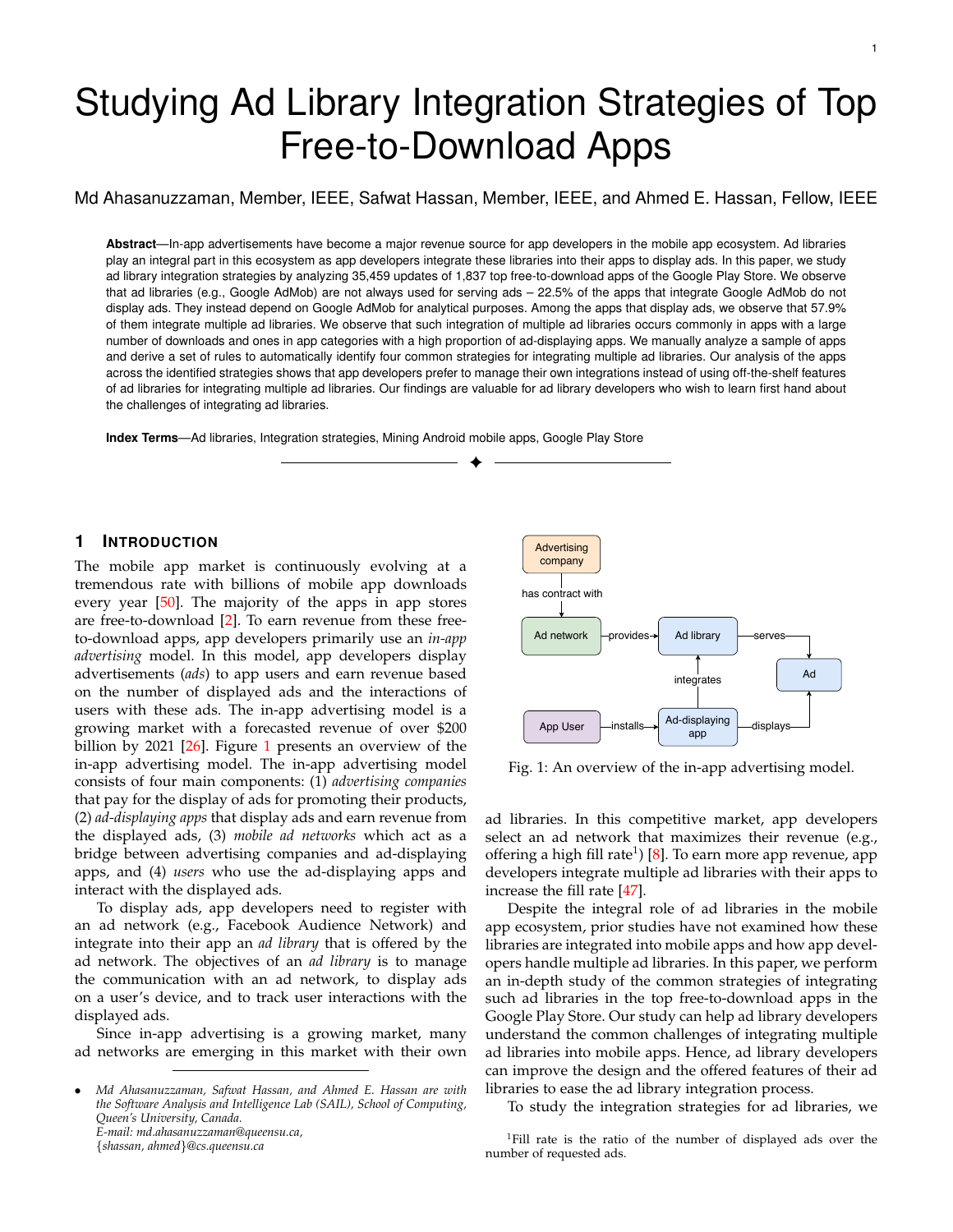# Studying Ad Library Integration Strategies of Top Free-to-Download Apps

Md Ahasanuzzaman, Member, IEEE, Safwat Hassan, Member, IEEE, and Ahmed E. Hassan, Fellow, IEEE

**Abstract**—In-app advertisements have become a major revenue source for app developers in the mobile app ecosystem. Ad libraries play an integral part in this ecosystem as app developers integrate these libraries into their apps to display ads. In this paper, we study ad library integration strategies by analyzing 35,459 updates of 1,837 top free-to-download apps of the Google Play Store. We observe that ad libraries (e.g., Google AdMob) are not always used for serving ads – 22.5% of the apps that integrate Google AdMob do not display ads. They instead depend on Google AdMob for analytical purposes. Among the apps that display ads, we observe that 57.9% of them integrate multiple ad libraries. We observe that such integration of multiple ad libraries occurs commonly in apps with a large number of downloads and ones in app categories with a high proportion of ad-displaying apps. We manually analyze a sample of apps and derive a set of rules to automatically identify four common strategies for integrating multiple ad libraries. Our analysis of the apps across the identified strategies shows that app developers prefer to manage their own integrations instead of using off-the-shelf features of ad libraries for integrating multiple ad libraries. Our findings are valuable for ad library developers who wish to learn first hand about the challenges of integrating ad libraries.

**Index Terms**—Ad libraries, Integration strategies, Mining Android mobile apps, Google Play Store

## 1 Introduction

The mobile app market is continuously evolving at a tremendous rate with billions of mobile app downloads every year [50]. The majority of the apps in app stores are free-to-download [2]. To earn revenue from these free-to-download apps, app developers primarily use an *in-app advertising* model. In this model, app developers display advertisements (*ads*) to app users and earn revenue based on the number of displayed ads and the interactions of users with these ads. The in-app advertising model is a growing market with a forecasted revenue of over $200 billion by 2021 [26]. Figure 1 presents an overview of the in-app advertising model. The in-app advertising model consists of four main components: (1) *advertising companies* that pay for the display of ads for promoting their products, (2) *ad-displaying apps* that display ads and earn revenue from the displayed ads, (3) *mobile ad networks* which act as a bridge between advertising companies and ad-displaying apps, and (4) *users* who use the ad-displaying apps and interact with the displayed ads.

To display ads, app developers need to register with an ad network (e.g., Facebook Audience Network) and integrate into their app an *ad library* that is offered by the ad network. The objectives of an *ad library* is to manage the communication with an ad network, to display ads on a user's device, and to track user interactions with the displayed ads.

Since in-app advertising is a growing market, many ad networks are emerging in this market with their own ad libraries. In this competitive market, app developers select an ad network that maximizes their revenue (e.g., offering a high fill rate[1]) [8]. To earn more app revenue, app developers integrate multiple ad libraries with their apps to increase the fill rate [47].

Fig. 1: An overview of the in-app advertising model.

Despite the integral role of ad libraries in the mobile app ecosystem, prior studies have not examined how these libraries are integrated into mobile apps and how app developers handle multiple ad libraries. In this paper, we perform an in-depth study of the common strategies of integrating such ad libraries in the top free-to-download apps in the Google Play Store. Our study can help ad library developers understand the common challenges of integrating multiple ad libraries into mobile apps. Hence, ad library developers can improve the design and the offered features of their ad libraries to ease the ad library integration process.

To study the integration strategies for ad libraries, we

- *Md Ahasanuzzaman, Safwat Hassan, and Ahmed E. Hassan are with the Software Analysis and Intelligence Lab (SAIL), School of Computing, Queen's University, Canada.*
  *E-mail: md.ahasanuzzaman@queensu.ca, {shassan, ahmed}@cs.queensu.ca*

[1] Fill rate is the ratio of the number of displayed ads over the number of requested ads.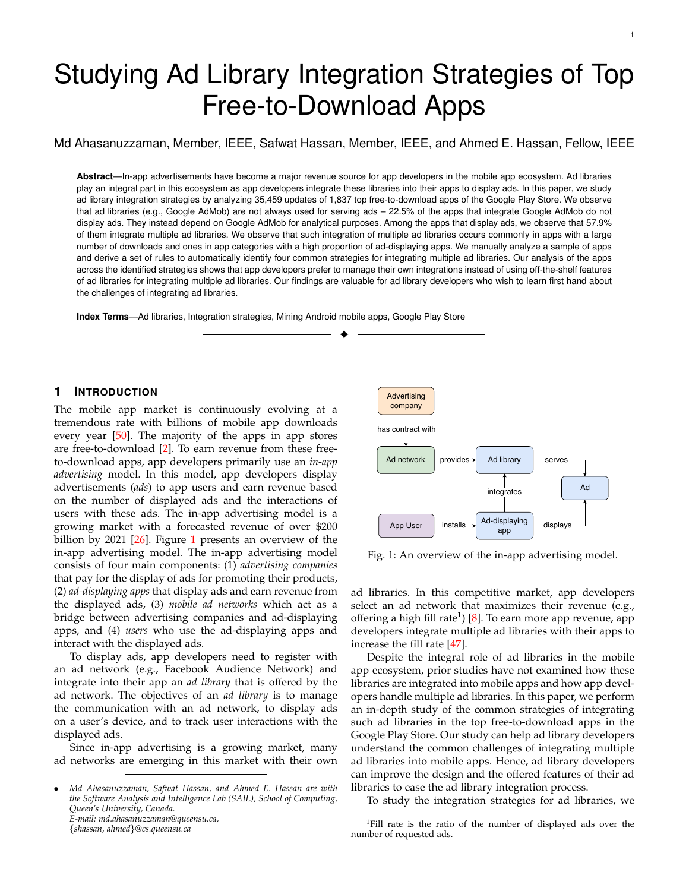# Studying Ad Library Integration Strategies of Top Free-to-Download Apps

Md Ahasanuzzaman, Member, IEEE, Safwat Hassan, Member, IEEE, and Ahmed E. Hassan, Fellow, IEEE

**Abstract**—In-app advertisements have become a major revenue source for app developers in the mobile app ecosystem. Ad libraries play an integral part in this ecosystem as app developers integrate these libraries into their apps to display ads. In this paper, we study ad library integration strategies by analyzing 35,459 updates of 1,837 top free-to-download apps of the Google Play Store. We observe that ad libraries (e.g., Google AdMob) are not always used for serving ads – 22.5% of the apps that integrate Google AdMob do not display ads. They instead depend on Google AdMob for analytical purposes. Among the apps that display ads, we observe that 57.9% of them integrate multiple ad libraries. We observe that such integration of multiple ad libraries occurs commonly in apps with a large number of downloads and ones in app categories with a high proportion of ad-displaying apps. We manually analyze a sample of apps and derive a set of rules to automatically identify four common strategies for integrating multiple ad libraries. Our analysis of the apps across the identified strategies shows that app developers prefer to manage their own integrations instead of using off-the-shelf features of ad libraries for integrating multiple ad libraries. Our findings are valuable for ad library developers who wish to learn first hand about the challenges of integrating ad libraries.

**Index Terms**—Ad libraries, Integration strategies, Mining Android mobile apps, Google Play Store

## 1 Introduction

The mobile app market is continuously evolving at a tremendous rate with billions of mobile app downloads every year [50]. The majority of the apps in app stores are free-to-download [2]. To earn revenue from these free-to-download apps, app developers primarily use an *in-app advertising* model. In this model, app developers display advertisements (*ads*) to app users and earn revenue based on the number of displayed ads and the interactions of users with these ads. The in-app advertising model is a growing market with a forecasted revenue of over $200 billion by 2021 [26]. Figure 1 presents an overview of the in-app advertising model. The in-app advertising model consists of four main components: (1) *advertising companies* that pay for the display of ads for promoting their products, (2) *ad-displaying apps* that display ads and earn revenue from the displayed ads, (3) *mobile ad networks* which act as a bridge between advertising companies and ad-displaying apps, and (4) *users* who use the ad-displaying apps and interact with the displayed ads.

To display ads, app developers need to register with an ad network (e.g., Facebook Audience Network) and integrate into their app an *ad library* that is offered by the ad network. The objectives of an *ad library* is to manage the communication with an ad network, to display ads on a user's device, and to track user interactions with the displayed ads.

Since in-app advertising is a growing market, many ad networks are emerging in this market with their own ad libraries. In this competitive market, app developers select an ad network that maximizes their revenue (e.g., offering a high fill rate[1]) [8]. To earn more app revenue, app developers integrate multiple ad libraries with their apps to increase the fill rate [47].

Fig. 1: An overview of the in-app advertising model.

Despite the integral role of ad libraries in the mobile app ecosystem, prior studies have not examined how these libraries are integrated into mobile apps and how app developers handle multiple ad libraries. In this paper, we perform an in-depth study of the common strategies of integrating such ad libraries in the top free-to-download apps in the Google Play Store. Our study can help ad library developers understand the common challenges of integrating multiple ad libraries into mobile apps. Hence, ad library developers can improve the design and the offered features of their ad libraries to ease the ad library integration process.

To study the integration strategies for ad libraries, we

- *Md Ahasanuzzaman, Safwat Hassan, and Ahmed E. Hassan are with the Software Analysis and Intelligence Lab (SAIL), School of Computing, Queen's University, Canada.*
  *E-mail: md.ahasanuzzaman@queensu.ca,*
  *{shassan, ahmed}@cs.queensu.ca*

[1] Fill rate is the ratio of the number of displayed ads over the number of requested ads.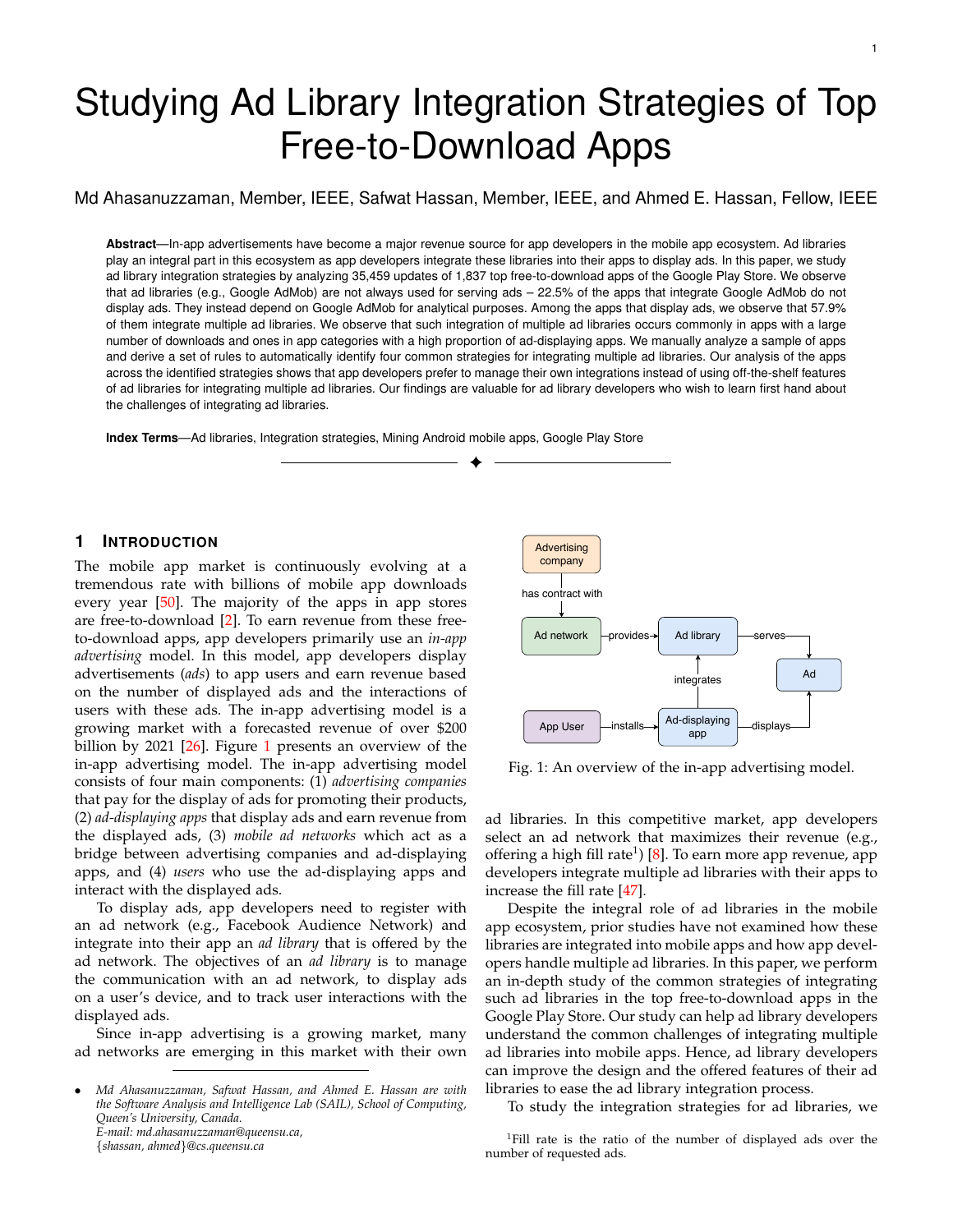# Studying Ad Library Integration Strategies of Top Free-to-Download Apps

Md Ahasanuzzaman, Member, IEEE, Safwat Hassan, Member, IEEE, and Ahmed E. Hassan, Fellow, IEEE

**Abstract**—In-app advertisements have become a major revenue source for app developers in the mobile app ecosystem. Ad libraries play an integral part in this ecosystem as app developers integrate these libraries into their apps to display ads. In this paper, we study ad library integration strategies by analyzing 35,459 updates of 1,837 top free-to-download apps of the Google Play Store. We observe that ad libraries (e.g., Google AdMob) are not always used for serving ads – 22.5% of the apps that integrate Google AdMob do not display ads. They instead depend on Google AdMob for analytical purposes. Among the apps that display ads, we observe that 57.9% of them integrate multiple ad libraries. We observe that such integration of multiple ad libraries occurs commonly in apps with a large number of downloads and ones in app categories with a high proportion of ad-displaying apps. We manually analyze a sample of apps and derive a set of rules to automatically identify four common strategies for integrating multiple ad libraries. Our analysis of the apps across the identified strategies shows that app developers prefer to manage their own integrations instead of using off-the-shelf features of ad libraries for integrating multiple ad libraries. Our findings are valuable for ad library developers who wish to learn first hand about the challenges of integrating ad libraries.

**Index Terms**—Ad libraries, Integration strategies, Mining Android mobile apps, Google Play Store

## 1 Introduction

The mobile app market is continuously evolving at a tremendous rate with billions of mobile app downloads every year [50]. The majority of the apps in app stores are free-to-download [2]. To earn revenue from these free-to-download apps, app developers primarily use an *in-app advertising* model. In this model, app developers display advertisements (*ads*) to app users and earn revenue based on the number of displayed ads and the interactions of users with these ads. The in-app advertising model is a growing market with a forecasted revenue of over $200 billion by 2021 [26]. Figure 1 presents an overview of the in-app advertising model. The in-app advertising model consists of four main components: (1) *advertising companies* that pay for the display of ads for promoting their products, (2) *ad-displaying apps* that display ads and earn revenue from the displayed ads, (3) *mobile ad networks* which act as a bridge between advertising companies and ad-displaying apps, and (4) *users* who use the ad-displaying apps and interact with the displayed ads.

To display ads, app developers need to register with an ad network (e.g., Facebook Audience Network) and integrate into their app an *ad library* that is offered by the ad network. The objectives of an *ad library* is to manage the communication with an ad network, to display ads on a user's device, and to track user interactions with the displayed ads.

Since in-app advertising is a growing market, many ad networks are emerging in this market with their own ad libraries. In this competitive market, app developers select an ad network that maximizes their revenue (e.g., offering a high fill rate[1]) [8]. To earn more app revenue, app developers integrate multiple ad libraries with their apps to increase the fill rate [47].

Fig. 1: An overview of the in-app advertising model.

Despite the integral role of ad libraries in the mobile app ecosystem, prior studies have not examined how these libraries are integrated into mobile apps and how app developers handle multiple ad libraries. In this paper, we perform an in-depth study of the common strategies of integrating such ad libraries in the top free-to-download apps in the Google Play Store. Our study can help ad library developers understand the common challenges of integrating multiple ad libraries into mobile apps. Hence, ad library developers can improve the design and the offered features of their ad libraries to ease the ad library integration process.

To study the integration strategies for ad libraries, we

- *Md Ahasanuzzaman, Safwat Hassan, and Ahmed E. Hassan are with the Software Analysis and Intelligence Lab (SAIL), School of Computing, Queen's University, Canada.*
  *E-mail: md.ahasanuzzaman@queensu.ca,*
  *{shassan, ahmed}@cs.queensu.ca*

[1] Fill rate is the ratio of the number of displayed ads over the number of requested ads.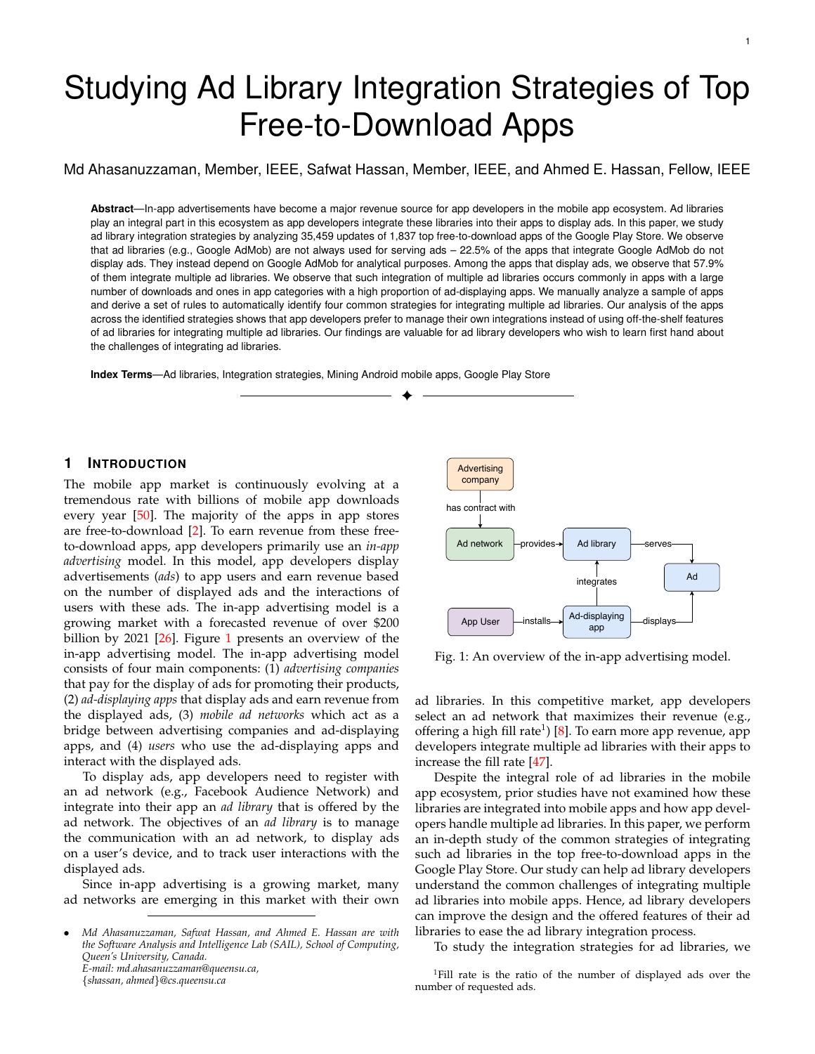# Studying Ad Library Integration Strategies of Top Free-to-Download Apps

Md Ahasanuzzaman, Member, IEEE, Safwat Hassan, Member, IEEE, and Ahmed E. Hassan, Fellow, IEEE

**Abstract**—In-app advertisements have become a major revenue source for app developers in the mobile app ecosystem. Ad libraries play an integral part in this ecosystem as app developers integrate these libraries into their apps to display ads. In this paper, we study ad library integration strategies by analyzing 35,459 updates of 1,837 top free-to-download apps of the Google Play Store. We observe that ad libraries (e.g., Google AdMob) are not always used for serving ads – 22.5% of the apps that integrate Google AdMob do not display ads. They instead depend on Google AdMob for analytical purposes. Among the apps that display ads, we observe that 57.9% of them integrate multiple ad libraries. We observe that such integration of multiple ad libraries occurs commonly in apps with a large number of downloads and ones in app categories with a high proportion of ad-displaying apps. We manually analyze a sample of apps and derive a set of rules to automatically identify four common strategies for integrating multiple ad libraries. Our analysis of the apps across the identified strategies shows that app developers prefer to manage their own integrations instead of using off-the-shelf features of ad libraries for integrating multiple ad libraries. Our findings are valuable for ad library developers who wish to learn first hand about the challenges of integrating ad libraries.

**Index Terms**—Ad libraries, Integration strategies, Mining Android mobile apps, Google Play Store

## 1 Introduction

The mobile app market is continuously evolving at a tremendous rate with billions of mobile app downloads every year [50]. The majority of the apps in app stores are free-to-download [2]. To earn revenue from these free-to-download apps, app developers primarily use an *in-app advertising* model. In this model, app developers display advertisements (*ads*) to app users and earn revenue based on the number of displayed ads and the interactions of users with these ads. The in-app advertising model is a growing market with a forecasted revenue of over \$200 billion by 2021 [26]. Figure 1 presents an overview of the in-app advertising model. The in-app advertising model consists of four main components: (1) *advertising companies* that pay for the display of ads for promoting their products, (2) *ad-displaying apps* that display ads and earn revenue from the displayed ads, (3) *mobile ad networks* which act as a bridge between advertising companies and ad-displaying apps, and (4) *users* who use the ad-displaying apps and interact with the displayed ads.

To display ads, app developers need to register with an ad network (e.g., Facebook Audience Network) and integrate into their app an *ad library* that is offered by the ad network. The objectives of an *ad library* is to manage the communication with an ad network, to display ads on a user's device, and to track user interactions with the displayed ads.

Since in-app advertising is a growing market, many ad networks are emerging in this market with their own ad libraries. In this competitive market, app developers select an ad network that maximizes their revenue (e.g., offering a high fill rate[1]) [8]. To earn more app revenue, app developers integrate multiple ad libraries with their apps to increase the fill rate [47].

Fig. 1: An overview of the in-app advertising model.

Despite the integral role of ad libraries in the mobile app ecosystem, prior studies have not examined how these libraries are integrated into mobile apps and how app developers handle multiple ad libraries. In this paper, we perform an in-depth study of the common strategies of integrating such ad libraries in the top free-to-download apps in the Google Play Store. Our study can help ad library developers understand the common challenges of integrating multiple ad libraries into mobile apps. Hence, ad library developers can improve the design and the offered features of their ad libraries to ease the ad library integration process.

To study the integration strategies for ad libraries, we

[1]Fill rate is the ratio of the number of displayed ads over the number of requested ads.

- *Md Ahasanuzzaman, Safwat Hassan, and Ahmed E. Hassan are with the Software Analysis and Intelligence Lab (SAIL), School of Computing, Queen's University, Canada.*
  *E-mail: md.ahasanuzzaman@queensu.ca, {shassan, ahmed}@cs.queensu.ca*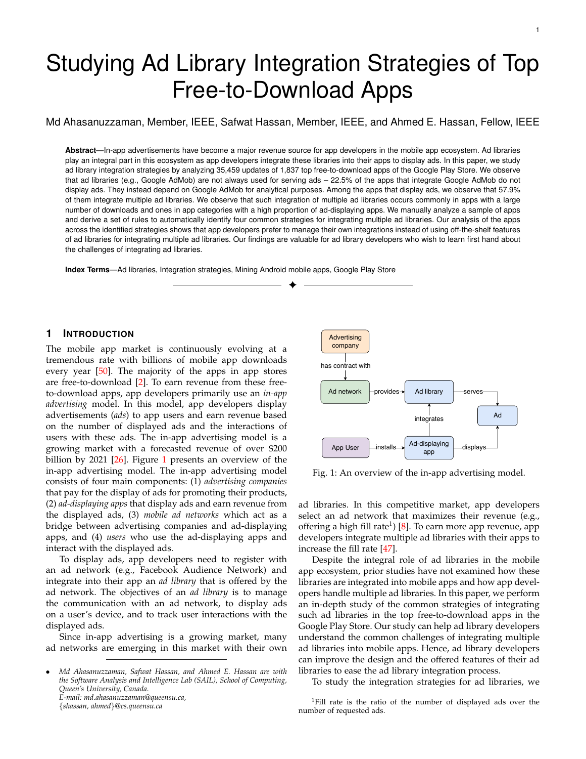# Studying Ad Library Integration Strategies of Top Free-to-Download Apps

Md Ahasanuzzaman, Member, IEEE, Safwat Hassan, Member, IEEE, and Ahmed E. Hassan, Fellow, IEEE

**Abstract**—In-app advertisements have become a major revenue source for app developers in the mobile app ecosystem. Ad libraries play an integral part in this ecosystem as app developers integrate these libraries into their apps to display ads. In this paper, we study ad library integration strategies by analyzing 35,459 updates of 1,837 top free-to-download apps of the Google Play Store. We observe that ad libraries (e.g., Google AdMob) are not always used for serving ads – 22.5% of the apps that integrate Google AdMob do not display ads. They instead depend on Google AdMob for analytical purposes. Among the apps that display ads, we observe that 57.9% of them integrate multiple ad libraries. We observe that such integration of multiple ad libraries occurs commonly in apps with a large number of downloads and ones in app categories with a high proportion of ad-displaying apps. We manually analyze a sample of apps and derive a set of rules to automatically identify four common strategies for integrating multiple ad libraries. Our analysis of the apps across the identified strategies shows that app developers prefer to manage their own integrations instead of using off-the-shelf features of ad libraries for integrating multiple ad libraries. Our findings are valuable for ad library developers who wish to learn first hand about the challenges of integrating ad libraries.

**Index Terms**—Ad libraries, Integration strategies, Mining Android mobile apps, Google Play Store

---

## 1 Introduction

The mobile app market is continuously evolving at a tremendous rate with billions of mobile app downloads every year [50]. The majority of the apps in app stores are free-to-download [2]. To earn revenue from these free-to-download apps, app developers primarily use an *in-app advertising* model. In this model, app developers display advertisements (*ads*) to app users and earn revenue based on the number of displayed ads and the interactions of users with these ads. The in-app advertising model is a growing market with a forecasted revenue of over $200 billion by 2021 [26]. Figure 1 presents an overview of the in-app advertising model. The in-app advertising model consists of four main components: (1) *advertising companies* that pay for the display of ads for promoting their products, (2) *ad-displaying apps* that display ads and earn revenue from the displayed ads, (3) *mobile ad networks* which act as a bridge between advertising companies and ad-displaying apps, and (4) *users* who use the ad-displaying apps and interact with the displayed ads.

To display ads, app developers need to register with an ad network (e.g., Facebook Audience Network) and integrate into their app an *ad library* that is offered by the ad network. The objectives of an *ad library* is to manage the communication with an ad network, to display ads on a user's device, and to track user interactions with the displayed ads.

Since in-app advertising is a growing market, many ad networks are emerging in this market with their own ad libraries. In this competitive market, app developers select an ad network that maximizes their revenue (e.g., offering a high fill rate[1]) [8]. To earn more app revenue, app developers integrate multiple ad libraries with their apps to increase the fill rate [47].

Fig. 1: An overview of the in-app advertising model.

Despite the integral role of ad libraries in the mobile app ecosystem, prior studies have not examined how these libraries are integrated into mobile apps and how app developers handle multiple ad libraries. In this paper, we perform an in-depth study of the common strategies of integrating such ad libraries in the top free-to-download apps in the Google Play Store. Our study can help ad library developers understand the common challenges of integrating multiple ad libraries into mobile apps. Hence, ad library developers can improve the design and the offered features of their ad libraries to ease the ad library integration process.

To study the integration strategies for ad libraries, we

---

- *Md Ahasanuzzaman, Safwat Hassan, and Ahmed E. Hassan are with the Software Analysis and Intelligence Lab (SAIL), School of Computing, Queen's University, Canada.*
  *E-mail: md.ahasanuzzaman@queensu.ca, {shassan, ahmed}@cs.queensu.ca*

[1] Fill rate is the ratio of the number of displayed ads over the number of requested ads.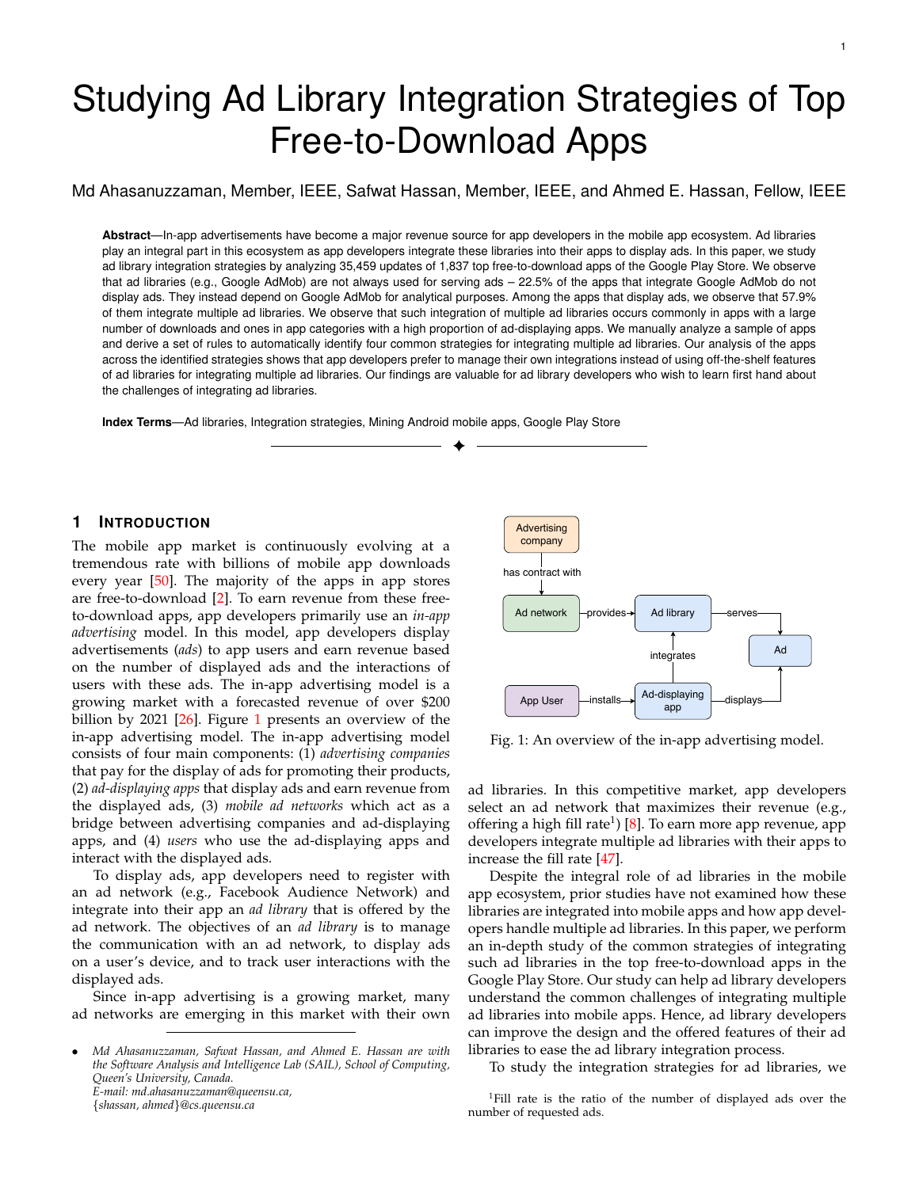# Studying Ad Library Integration Strategies of Top Free-to-Download Apps

Md Ahasanuzzaman, Member, IEEE, Safwat Hassan, Member, IEEE, and Ahmed E. Hassan, Fellow, IEEE

**Abstract**—In-app advertisements have become a major revenue source for app developers in the mobile app ecosystem. Ad libraries play an integral part in this ecosystem as app developers integrate these libraries into their apps to display ads. In this paper, we study ad library integration strategies by analyzing 35,459 updates of 1,837 top free-to-download apps of the Google Play Store. We observe that ad libraries (e.g., Google AdMob) are not always used for serving ads – 22.5% of the apps that integrate Google AdMob do not display ads. They instead depend on Google AdMob for analytical purposes. Among the apps that display ads, we observe that 57.9% of them integrate multiple ad libraries. We observe that such integration of multiple ad libraries occurs commonly in apps with a large number of downloads and ones in app categories with a high proportion of ad-displaying apps. We manually analyze a sample of apps and derive a set of rules to automatically identify four common strategies for integrating multiple ad libraries. Our analysis of the apps across the identified strategies shows that app developers prefer to manage their own integrations instead of using off-the-shelf features of ad libraries for integrating multiple ad libraries. Our findings are valuable for ad library developers who wish to learn first hand about the challenges of integrating ad libraries.

**Index Terms**—Ad libraries, Integration strategies, Mining Android mobile apps, Google Play Store

## 1 Introduction

The mobile app market is continuously evolving at a tremendous rate with billions of mobile app downloads every year [50]. The majority of the apps in app stores are free-to-download [2]. To earn revenue from these free-to-download apps, app developers primarily use an *in-app advertising* model. In this model, app developers display advertisements (*ads*) to app users and earn revenue based on the number of displayed ads and the interactions of users with these ads. The in-app advertising model is a growing market with a forecasted revenue of over $200 billion by 2021 [26]. Figure 1 presents an overview of the in-app advertising model. The in-app advertising model consists of four main components: (1) *advertising companies* that pay for the display of ads for promoting their products, (2) *ad-displaying apps* that display ads and earn revenue from the displayed ads, (3) *mobile ad networks* which act as a bridge between advertising companies and ad-displaying apps, and (4) *users* who use the ad-displaying apps and interact with the displayed ads.

To display ads, app developers need to register with an ad network (e.g., Facebook Audience Network) and integrate into their app an *ad library* that is offered by the ad network. The objectives of an *ad library* is to manage the communication with an ad network, to display ads on a user's device, and to track user interactions with the displayed ads.

Since in-app advertising is a growing market, many ad networks are emerging in this market with their own ad libraries. In this competitive market, app developers select an ad network that maximizes their revenue (e.g., offering a high fill rate[1]) [8]. To earn more app revenue, app developers integrate multiple ad libraries with their apps to increase the fill rate [47].

Fig. 1: An overview of the in-app advertising model.

Despite the integral role of ad libraries in the mobile app ecosystem, prior studies have not examined how these libraries are integrated into mobile apps and how app developers handle multiple ad libraries. In this paper, we perform an in-depth study of the common strategies of integrating such ad libraries in the top free-to-download apps in the Google Play Store. Our study can help ad library developers understand the common challenges of integrating multiple ad libraries into mobile apps. Hence, ad library developers can improve the design and the offered features of their ad libraries to ease the ad library integration process.

To study the integration strategies for ad libraries, we

- *Md Ahasanuzzaman, Safwat Hassan, and Ahmed E. Hassan are with the Software Analysis and Intelligence Lab (SAIL), School of Computing, Queen's University, Canada.*
  *E-mail: md.ahasanuzzaman@queensu.ca,*
  *{shassan, ahmed}@cs.queensu.ca*

[1] Fill rate is the ratio of the number of displayed ads over the number of requested ads.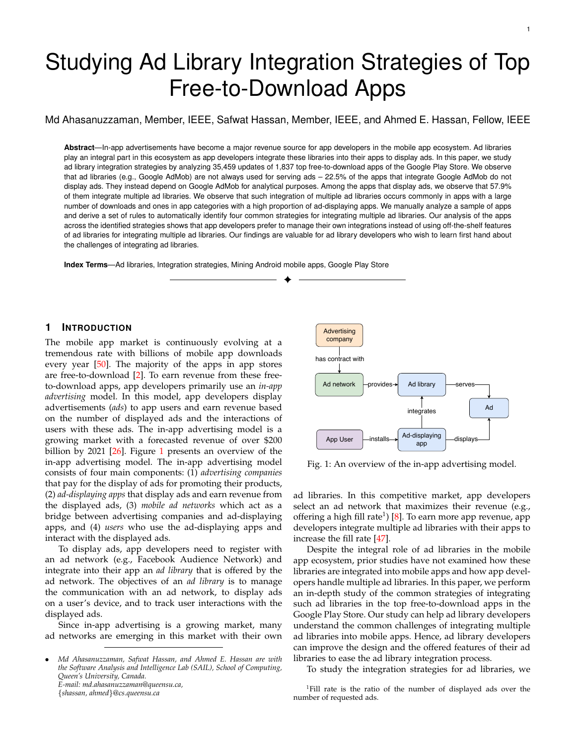# Studying Ad Library Integration Strategies of Top Free-to-Download Apps

Md Ahasanuzzaman, Member, IEEE, Safwat Hassan, Member, IEEE, and Ahmed E. Hassan, Fellow, IEEE

**Abstract**—In-app advertisements have become a major revenue source for app developers in the mobile app ecosystem. Ad libraries play an integral part in this ecosystem as app developers integrate these libraries into their apps to display ads. In this paper, we study ad library integration strategies by analyzing 35,459 updates of 1,837 top free-to-download apps of the Google Play Store. We observe that ad libraries (e.g., Google AdMob) are not always used for serving ads – 22.5% of the apps that integrate Google AdMob do not display ads. They instead depend on Google AdMob for analytical purposes. Among the apps that display ads, we observe that 57.9% of them integrate multiple ad libraries. We observe that such integration of multiple ad libraries occurs commonly in apps with a large number of downloads and ones in app categories with a high proportion of ad-displaying apps. We manually analyze a sample of apps and derive a set of rules to automatically identify four common strategies for integrating multiple ad libraries. Our analysis of the apps across the identified strategies shows that app developers prefer to manage their own integrations instead of using off-the-shelf features of ad libraries for integrating multiple ad libraries. Our findings are valuable for ad library developers who wish to learn first hand about the challenges of integrating ad libraries.

**Index Terms**—Ad libraries, Integration strategies, Mining Android mobile apps, Google Play Store

## 1 Introduction

The mobile app market is continuously evolving at a tremendous rate with billions of mobile app downloads every year [50]. The majority of the apps in app stores are free-to-download [2]. To earn revenue from these free-to-download apps, app developers primarily use an *in-app advertising* model. In this model, app developers display advertisements (*ads*) to app users and earn revenue based on the number of displayed ads and the interactions of users with these ads. The in-app advertising model is a growing market with a forecasted revenue of over $200 billion by 2021 [26]. Figure 1 presents an overview of the in-app advertising model. The in-app advertising model consists of four main components: (1) *advertising companies* that pay for the display of ads for promoting their products, (2) *ad-displaying apps* that display ads and earn revenue from the displayed ads, (3) *mobile ad networks* which act as a bridge between advertising companies and ad-displaying apps, and (4) *users* who use the ad-displaying apps and interact with the displayed ads.

To display ads, app developers need to register with an ad network (e.g., Facebook Audience Network) and integrate into their app an *ad library* that is offered by the ad network. The objectives of an *ad library* is to manage the communication with an ad network, to display ads on a user's device, and to track user interactions with the displayed ads.

Since in-app advertising is a growing market, many ad networks are emerging in this market with their own ad libraries. In this competitive market, app developers select an ad network that maximizes their revenue (e.g., offering a high fill rate[1]) [8]. To earn more app revenue, app developers integrate multiple ad libraries with their apps to increase the fill rate [47].

Fig. 1: An overview of the in-app advertising model.

Despite the integral role of ad libraries in the mobile app ecosystem, prior studies have not examined how these libraries are integrated into mobile apps and how app developers handle multiple ad libraries. In this paper, we perform an in-depth study of the common strategies of integrating such ad libraries in the top free-to-download apps in the Google Play Store. Our study can help ad library developers understand the common challenges of integrating multiple ad libraries into mobile apps. Hence, ad library developers can improve the design and the offered features of their ad libraries to ease the ad library integration process.

To study the integration strategies for ad libraries, we

---

- *Md Ahasanuzzaman, Safwat Hassan, and Ahmed E. Hassan are with the Software Analysis and Intelligence Lab (SAIL), School of Computing, Queen's University, Canada.*
  *E-mail: md.ahasanuzzaman@queensu.ca,*
  *{shassan, ahmed}@cs.queensu.ca*

[1] Fill rate is the ratio of the number of displayed ads over the number of requested ads.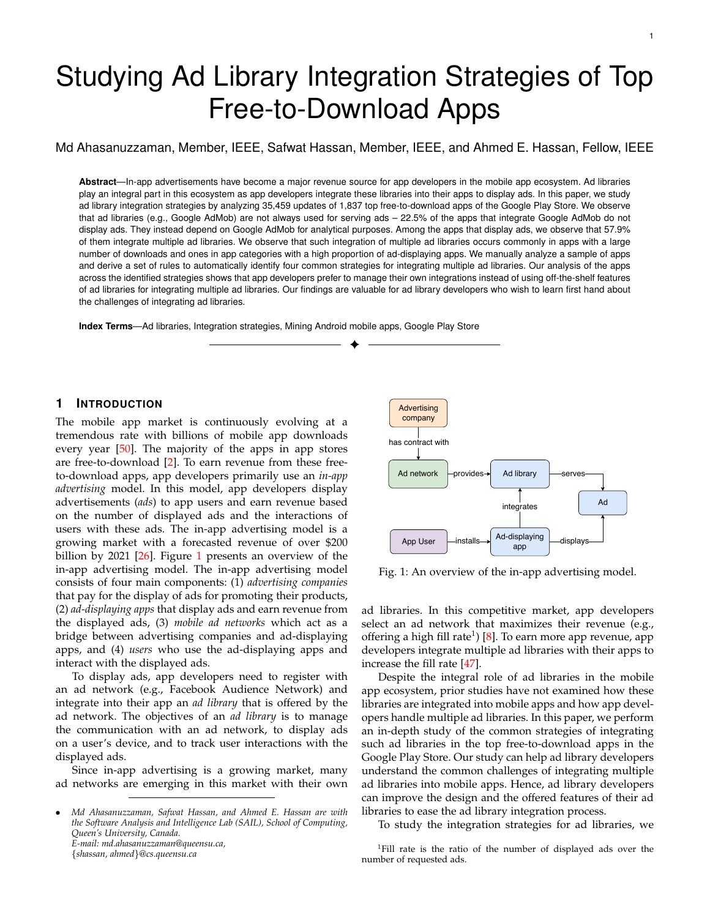# Studying Ad Library Integration Strategies of Top Free-to-Download Apps

Md Ahasanuzzaman, Member, IEEE, Safwat Hassan, Member, IEEE, and Ahmed E. Hassan, Fellow, IEEE

**Abstract**—In-app advertisements have become a major revenue source for app developers in the mobile app ecosystem. Ad libraries play an integral part in this ecosystem as app developers integrate these libraries into their apps to display ads. In this paper, we study ad library integration strategies by analyzing 35,459 updates of 1,837 top free-to-download apps of the Google Play Store. We observe that ad libraries (e.g., Google AdMob) are not always used for serving ads – 22.5% of the apps that integrate Google AdMob do not display ads. They instead depend on Google AdMob for analytical purposes. Among the apps that display ads, we observe that 57.9% of them integrate multiple ad libraries. We observe that such integration of multiple ad libraries occurs commonly in apps with a large number of downloads and ones in app categories with a high proportion of ad-displaying apps. We manually analyze a sample of apps and derive a set of rules to automatically identify four common strategies for integrating multiple ad libraries. Our analysis of the apps across the identified strategies shows that app developers prefer to manage their own integrations instead of using off-the-shelf features of ad libraries for integrating multiple ad libraries. Our findings are valuable for ad library developers who wish to learn first hand about the challenges of integrating ad libraries.

**Index Terms**—Ad libraries, Integration strategies, Mining Android mobile apps, Google Play Store

## 1 Introduction

The mobile app market is continuously evolving at a tremendous rate with billions of mobile app downloads every year [50]. The majority of the apps in app stores are free-to-download [2]. To earn revenue from these free-to-download apps, app developers primarily use an *in-app advertising* model. In this model, app developers display advertisements (*ads*) to app users and earn revenue based on the number of displayed ads and the interactions of users with these ads. The in-app advertising model is a growing market with a forecasted revenue of over \$200 billion by 2021 [26]. Figure 1 presents an overview of the in-app advertising model. The in-app advertising model consists of four main components: (1) *advertising companies* that pay for the display of ads for promoting their products, (2) *ad-displaying apps* that display ads and earn revenue from the displayed ads, (3) *mobile ad networks* which act as a bridge between advertising companies and ad-displaying apps, and (4) *users* who use the ad-displaying apps and interact with the displayed ads.

To display ads, app developers need to register with an ad network (e.g., Facebook Audience Network) and integrate into their app an *ad library* that is offered by the ad network. The objectives of an *ad library* is to manage the communication with an ad network, to display ads on a user's device, and to track user interactions with the displayed ads.

Since in-app advertising is a growing market, many ad networks are emerging in this market with their own ad libraries. In this competitive market, app developers select an ad network that maximizes their revenue (e.g., offering a high fill rate[1]) [8]. To earn more app revenue, app developers integrate multiple ad libraries with their apps to increase the fill rate [47].

Fig. 1: An overview of the in-app advertising model.

Despite the integral role of ad libraries in the mobile app ecosystem, prior studies have not examined how these libraries are integrated into mobile apps and how app developers handle multiple ad libraries. In this paper, we perform an in-depth study of the common strategies of integrating such ad libraries in the top free-to-download apps in the Google Play Store. Our study can help ad library developers understand the common challenges of integrating multiple ad libraries into mobile apps. Hence, ad library developers can improve the design and the offered features of their ad libraries to ease the ad library integration process.

To study the integration strategies for ad libraries, we

- *Md Ahasanuzzaman, Safwat Hassan, and Ahmed E. Hassan are with the Software Analysis and Intelligence Lab (SAIL), School of Computing, Queen's University, Canada.*
  *E-mail: md.ahasanuzzaman@queensu.ca,*
  *{shassan, ahmed}@cs.queensu.ca*

[1] Fill rate is the ratio of the number of displayed ads over the number of requested ads.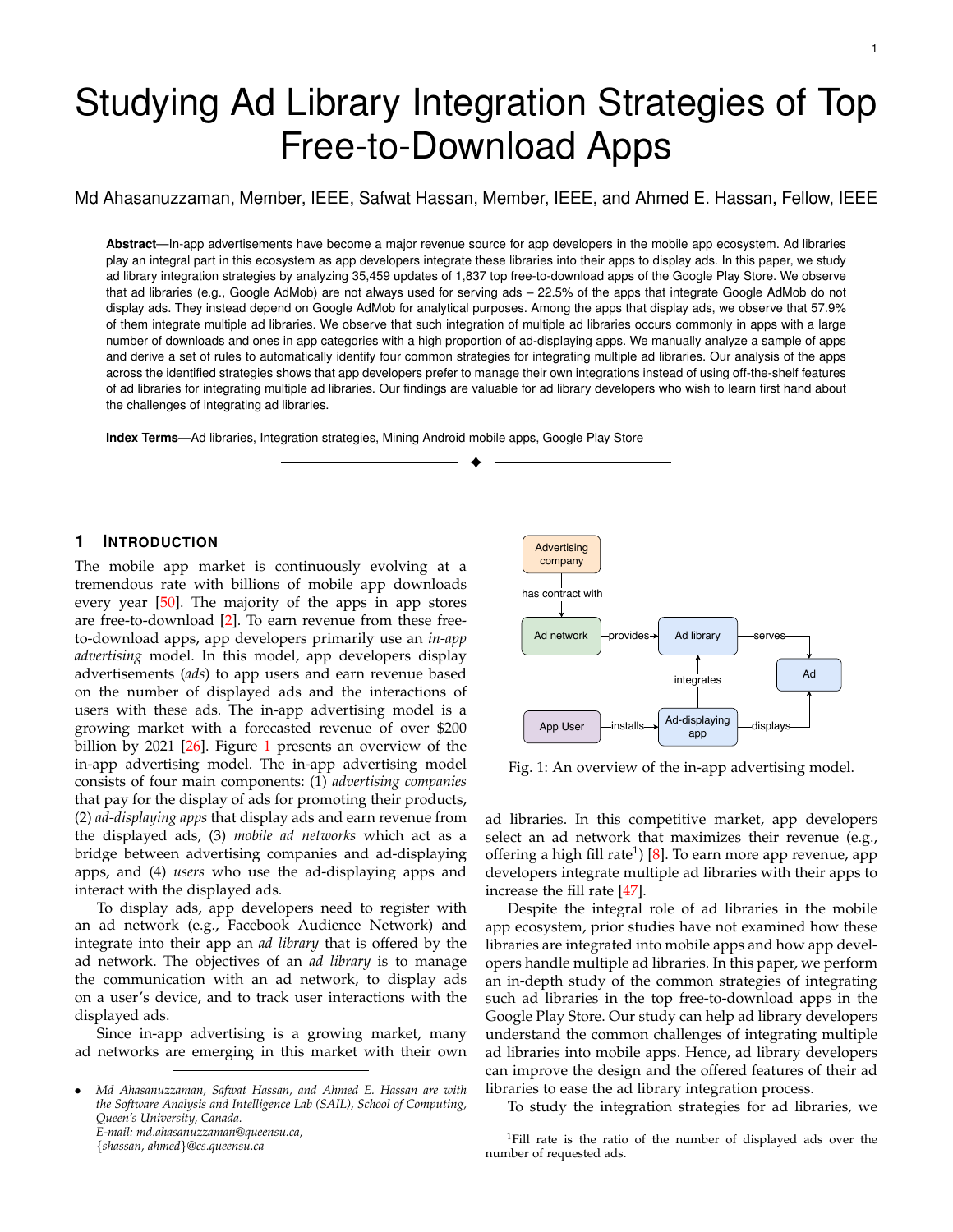# Studying Ad Library Integration Strategies of Top Free-to-Download Apps

Md Ahasanuzzaman, Member, IEEE, Safwat Hassan, Member, IEEE, and Ahmed E. Hassan, Fellow, IEEE

**Abstract**—In-app advertisements have become a major revenue source for app developers in the mobile app ecosystem. Ad libraries play an integral part in this ecosystem as app developers integrate these libraries into their apps to display ads. In this paper, we study ad library integration strategies by analyzing 35,459 updates of 1,837 top free-to-download apps of the Google Play Store. We observe that ad libraries (e.g., Google AdMob) are not always used for serving ads – 22.5% of the apps that integrate Google AdMob do not display ads. They instead depend on Google AdMob for analytical purposes. Among the apps that display ads, we observe that 57.9% of them integrate multiple ad libraries. We observe that such integration of multiple ad libraries occurs commonly in apps with a large number of downloads and ones in app categories with a high proportion of ad-displaying apps. We manually analyze a sample of apps and derive a set of rules to automatically identify four common strategies for integrating multiple ad libraries. Our analysis of the apps across the identified strategies shows that app developers prefer to manage their own integrations instead of using off-the-shelf features of ad libraries for integrating multiple ad libraries. Our findings are valuable for ad library developers who wish to learn first hand about the challenges of integrating ad libraries.

**Index Terms**—Ad libraries, Integration strategies, Mining Android mobile apps, Google Play Store

## 1 Introduction

The mobile app market is continuously evolving at a tremendous rate with billions of mobile app downloads every year [50]. The majority of the apps in app stores are free-to-download [2]. To earn revenue from these free-to-download apps, app developers primarily use an *in-app advertising* model. In this model, app developers display advertisements (*ads*) to app users and earn revenue based on the number of displayed ads and the interactions of users with these ads. The in-app advertising model is a growing market with a forecasted revenue of over $200 billion by 2021 [26]. Figure 1 presents an overview of the in-app advertising model. The in-app advertising model consists of four main components: (1) *advertising companies* that pay for the display of ads for promoting their products, (2) *ad-displaying apps* that display ads and earn revenue from the displayed ads, (3) *mobile ad networks* which act as a bridge between advertising companies and ad-displaying apps, and (4) *users* who use the ad-displaying apps and interact with the displayed ads.

To display ads, app developers need to register with an ad network (e.g., Facebook Audience Network) and integrate into their app an *ad library* that is offered by the ad network. The objectives of an *ad library* is to manage the communication with an ad network, to display ads on a user's device, and to track user interactions with the displayed ads.

Since in-app advertising is a growing market, many ad networks are emerging in this market with their own

- *Md Ahasanuzzaman, Safwat Hassan, and Ahmed E. Hassan are with the Software Analysis and Intelligence Lab (SAIL), School of Computing, Queen's University, Canada.*
  *E-mail: md.ahasanuzzaman@queensu.ca, {shassan, ahmed}@cs.queensu.ca*

Advertising company

has contract with

Ad network

provides

Ad library

serves

Ad

integrates

App User

installs

Ad-displaying app

displays

Fig. 1: An overview of the in-app advertising model.

ad libraries. In this competitive market, app developers select an ad network that maximizes their revenue (e.g., offering a high fill rate[1]) [8]. To earn more app revenue, app developers integrate multiple ad libraries with their apps to increase the fill rate [47].

Despite the integral role of ad libraries in the mobile app ecosystem, prior studies have not examined how these libraries are integrated into mobile apps and how app developers handle multiple ad libraries. In this paper, we perform an in-depth study of the common strategies of integrating such ad libraries in the top free-to-download apps in the Google Play Store. Our study can help ad library developers understand the common challenges of integrating multiple ad libraries into mobile apps. Hence, ad library developers can improve the design and the offered features of their ad libraries to ease the ad library integration process.

To study the integration strategies for ad libraries, we

[1]Fill rate is the ratio of the number of displayed ads over the number of requested ads.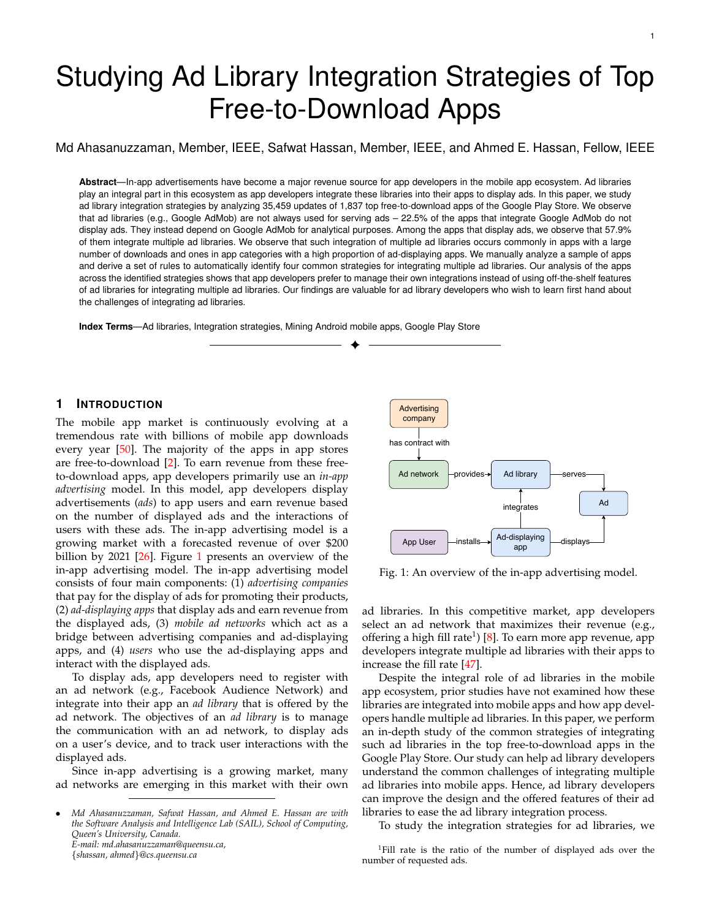# Studying Ad Library Integration Strategies of Top Free-to-Download Apps

Md Ahasanuzzaman, Member, IEEE, Safwat Hassan, Member, IEEE, and Ahmed E. Hassan, Fellow, IEEE

**Abstract**—In-app advertisements have become a major revenue source for app developers in the mobile app ecosystem. Ad libraries play an integral part in this ecosystem as app developers integrate these libraries into their apps to display ads. In this paper, we study ad library integration strategies by analyzing 35,459 updates of 1,837 top free-to-download apps of the Google Play Store. We observe that ad libraries (e.g., Google AdMob) are not always used for serving ads – 22.5% of the apps that integrate Google AdMob do not display ads. They instead depend on Google AdMob for analytical purposes. Among the apps that display ads, we observe that 57.9% of them integrate multiple ad libraries. We observe that such integration of multiple ad libraries occurs commonly in apps with a large number of downloads and ones in app categories with a high proportion of ad-displaying apps. We manually analyze a sample of apps and derive a set of rules to automatically identify four common strategies for integrating multiple ad libraries. Our analysis of the apps across the identified strategies shows that app developers prefer to manage their own integrations instead of using off-the-shelf features of ad libraries for integrating multiple ad libraries. Our findings are valuable for ad library developers who wish to learn first hand about the challenges of integrating ad libraries.

**Index Terms**—Ad libraries, Integration strategies, Mining Android mobile apps, Google Play Store

## 1 Introduction

The mobile app market is continuously evolving at a tremendous rate with billions of mobile app downloads every year [50]. The majority of the apps in app stores are free-to-download [2]. To earn revenue from these free-to-download apps, app developers primarily use an *in-app advertising* model. In this model, app developers display advertisements (*ads*) to app users and earn revenue based on the number of displayed ads and the interactions of users with these ads. The in-app advertising model is a growing market with a forecasted revenue of over $200 billion by 2021 [26]. Figure 1 presents an overview of the in-app advertising model. The in-app advertising model consists of four main components: (1) *advertising companies* that pay for the display of ads for promoting their products, (2) *ad-displaying apps* that display ads and earn revenue from the displayed ads, (3) *mobile ad networks* which act as a bridge between advertising companies and ad-displaying apps, and (4) *users* who use the ad-displaying apps and interact with the displayed ads.

To display ads, app developers need to register with an ad network (e.g., Facebook Audience Network) and integrate into their app an *ad library* that is offered by the ad network. The objectives of an *ad library* is to manage the communication with an ad network, to display ads on a user's device, and to track user interactions with the displayed ads.

Since in-app advertising is a growing market, many ad networks are emerging in this market with their own ad libraries. In this competitive market, app developers select an ad network that maximizes their revenue (e.g., offering a high fill rate[1]) [8]. To earn more app revenue, app developers integrate multiple ad libraries with their apps to increase the fill rate [47].

Advertising company
has contract with
Ad network
provides
Ad library
serves
Ad
integrates
App User
installs
Ad-displaying app
displays

Fig. 1: An overview of the in-app advertising model.

Despite the integral role of ad libraries in the mobile app ecosystem, prior studies have not examined how these libraries are integrated into mobile apps and how app developers handle multiple ad libraries. In this paper, we perform an in-depth study of the common strategies of integrating such ad libraries in the top free-to-download apps in the Google Play Store. Our study can help ad library developers understand the common challenges of integrating multiple ad libraries into mobile apps. Hence, ad library developers can improve the design and the offered features of their ad libraries to ease the ad library integration process.

To study the integration strategies for ad libraries, we

- *Md Ahasanuzzaman, Safwat Hassan, and Ahmed E. Hassan are with the Software Analysis and Intelligence Lab (SAIL), School of Computing, Queen's University, Canada.*
  *E-mail: md.ahasanuzzaman@queensu.ca,*
  *{shassan, ahmed}@cs.queensu.ca*

[1] Fill rate is the ratio of the number of displayed ads over the number of requested ads.